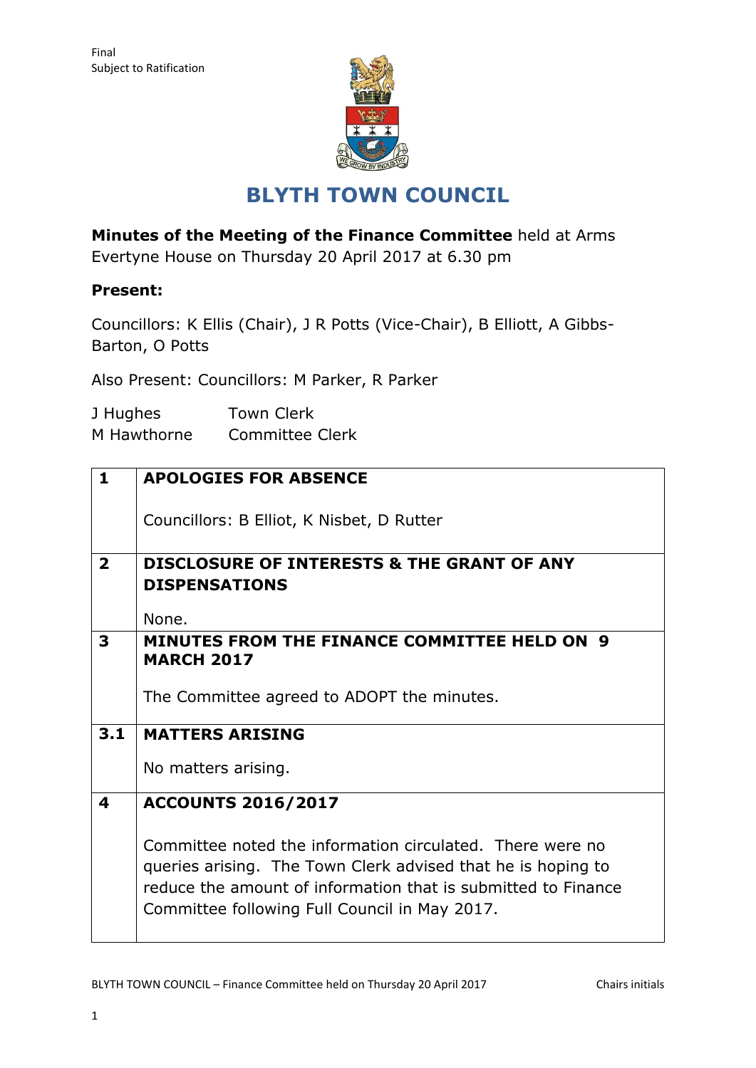Final
Subject to Ratification

# BLYTH TOWN COUNCIL

**Minutes of the Meeting of the Finance Committee** held at Arms Evertyne House on Thursday 20 April 2017 at 6.30 pm

**Present:**

Councillors: K Ellis (Chair), J R Potts (Vice-Chair), B Elliott, A Gibbs-Barton, O Potts

Also Present: Councillors: M Parker, R Parker

J Hughes Town Clerk
M Hawthorne Committee Clerk

| | |
|---|---|
| **1** | **APOLOGIES FOR ABSENCE**<br><br>Councillors: B Elliot, K Nisbet, D Rutter |
| **2** | **DISCLOSURE OF INTERESTS & THE GRANT OF ANY DISPENSATIONS**<br><br>None. |
| **3** | **MINUTES FROM THE FINANCE COMMITTEE HELD ON 9 MARCH 2017**<br><br>The Committee agreed to ADOPT the minutes. |
| **3.1** | **MATTERS ARISING**<br><br>No matters arising. |
| **4** | **ACCOUNTS 2016/2017**<br><br>Committee noted the information circulated. There were no queries arising. The Town Clerk advised that he is hoping to reduce the amount of information that is submitted to Finance Committee following Full Council in May 2017. |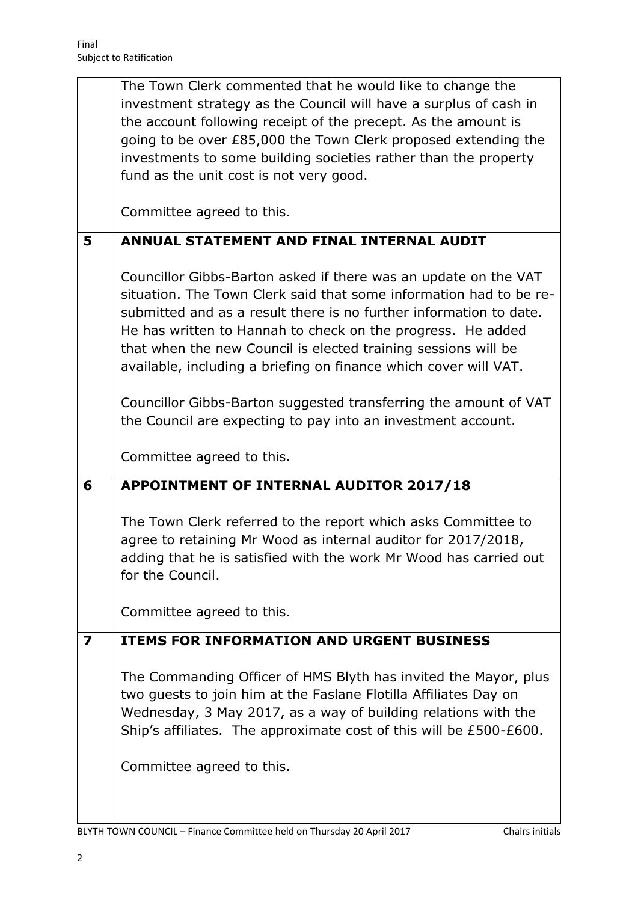| | |
|---|---|
| | The Town Clerk commented that he would like to change the investment strategy as the Council will have a surplus of cash in the account following receipt of the precept. As the amount is going to be over £85,000 the Town Clerk proposed extending the investments to some building societies rather than the property fund as the unit cost is not very good.<br><br>Committee agreed to this. |
| **5** | **ANNUAL STATEMENT AND FINAL INTERNAL AUDIT**<br><br>Councillor Gibbs-Barton asked if there was an update on the VAT situation. The Town Clerk said that some information had to be re-submitted and as a result there is no further information to date. He has written to Hannah to check on the progress. He added that when the new Council is elected training sessions will be available, including a briefing on finance which cover will VAT.<br><br>Councillor Gibbs-Barton suggested transferring the amount of VAT the Council are expecting to pay into an investment account.<br><br>Committee agreed to this. |
| **6** | **APPOINTMENT OF INTERNAL AUDITOR 2017/18**<br><br>The Town Clerk referred to the report which asks Committee to agree to retaining Mr Wood as internal auditor for 2017/2018, adding that he is satisfied with the work Mr Wood has carried out for the Council.<br><br>Committee agreed to this. |
| **7** | **ITEMS FOR INFORMATION AND URGENT BUSINESS**<br><br>The Commanding Officer of HMS Blyth has invited the Mayor, plus two guests to join him at the Faslane Flotilla Affiliates Day on Wednesday, 3 May 2017, as a way of building relations with the Ship's affiliates. The approximate cost of this will be £500-£600.<br><br>Committee agreed to this. |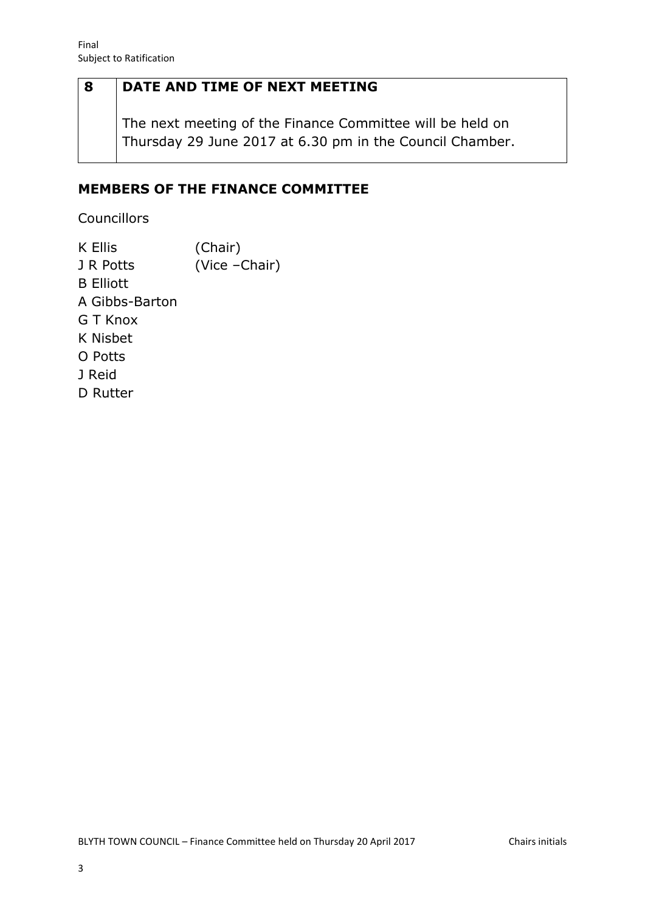Final
Subject to Ratification

| 8 | DATE AND TIME OF NEXT MEETING |
|---|---|
| | The next meeting of the Finance Committee will be held on Thursday 29 June 2017 at 6.30 pm in the Council Chamber. |

## MEMBERS OF THE FINANCE COMMITTEE

Councillors

K Ellis (Chair)
J R Potts (Vice –Chair)
B Elliott
A Gibbs-Barton
G T Knox
K Nisbet
O Potts
J Reid
D Rutter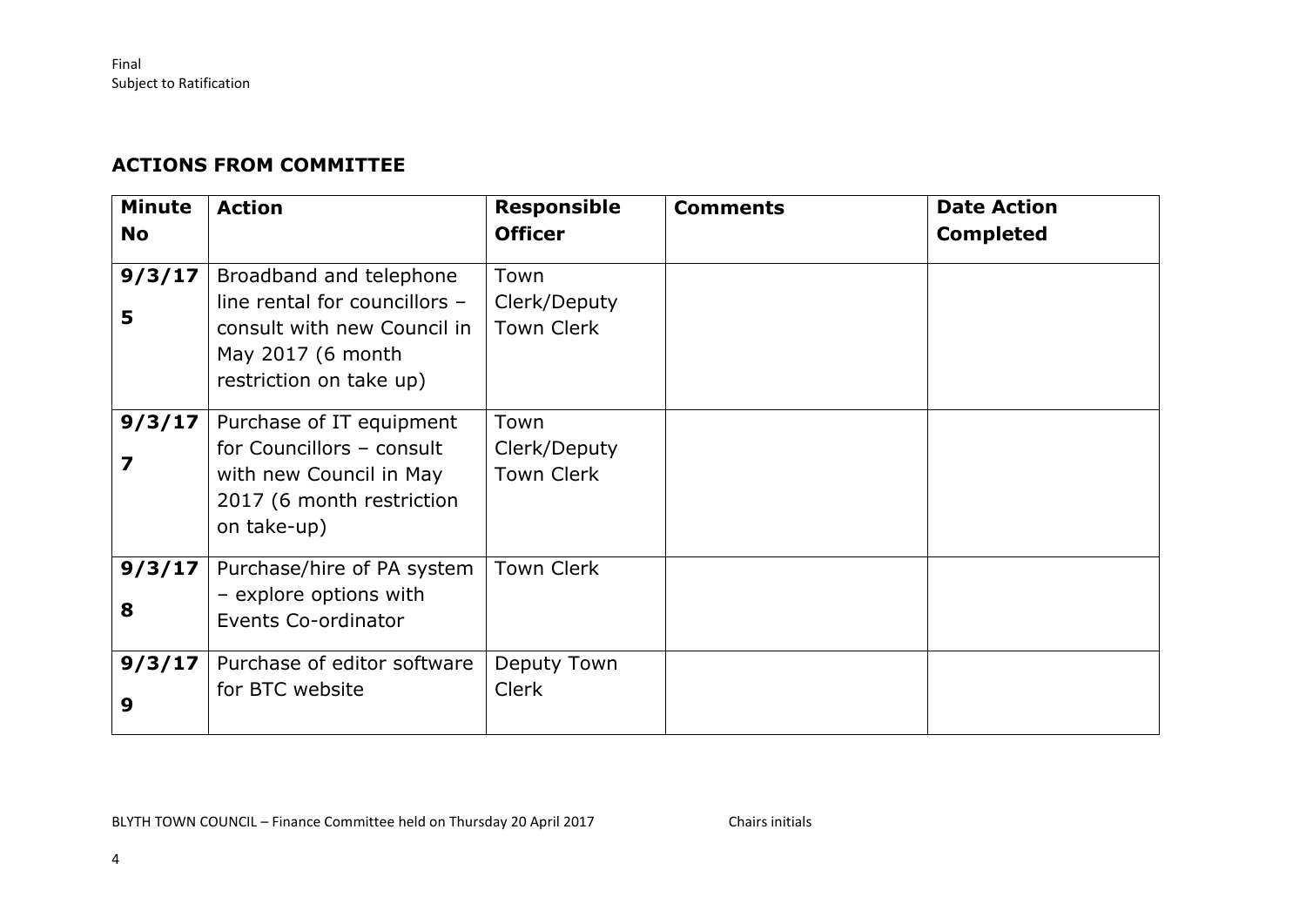Final
Subject to Ratification

## ACTIONS FROM COMMITTEE

| Minute No | Action | Responsible Officer | Comments | Date Action Completed |
|---|---|---|---|---|
| 9/3/17 5 | Broadband and telephone line rental for councillors – consult with new Council in May 2017 (6 month restriction on take up) | Town Clerk/Deputy Town Clerk | | |
| 9/3/17 7 | Purchase of IT equipment for Councillors – consult with new Council in May 2017 (6 month restriction on take-up) | Town Clerk/Deputy Town Clerk | | |
| 9/3/17 8 | Purchase/hire of PA system – explore options with Events Co-ordinator | Town Clerk | | |
| 9/3/17 9 | Purchase of editor software for BTC website | Deputy Town Clerk | | |

BLYTH TOWN COUNCIL – Finance Committee held on Thursday 20 April 2017 Chairs initials